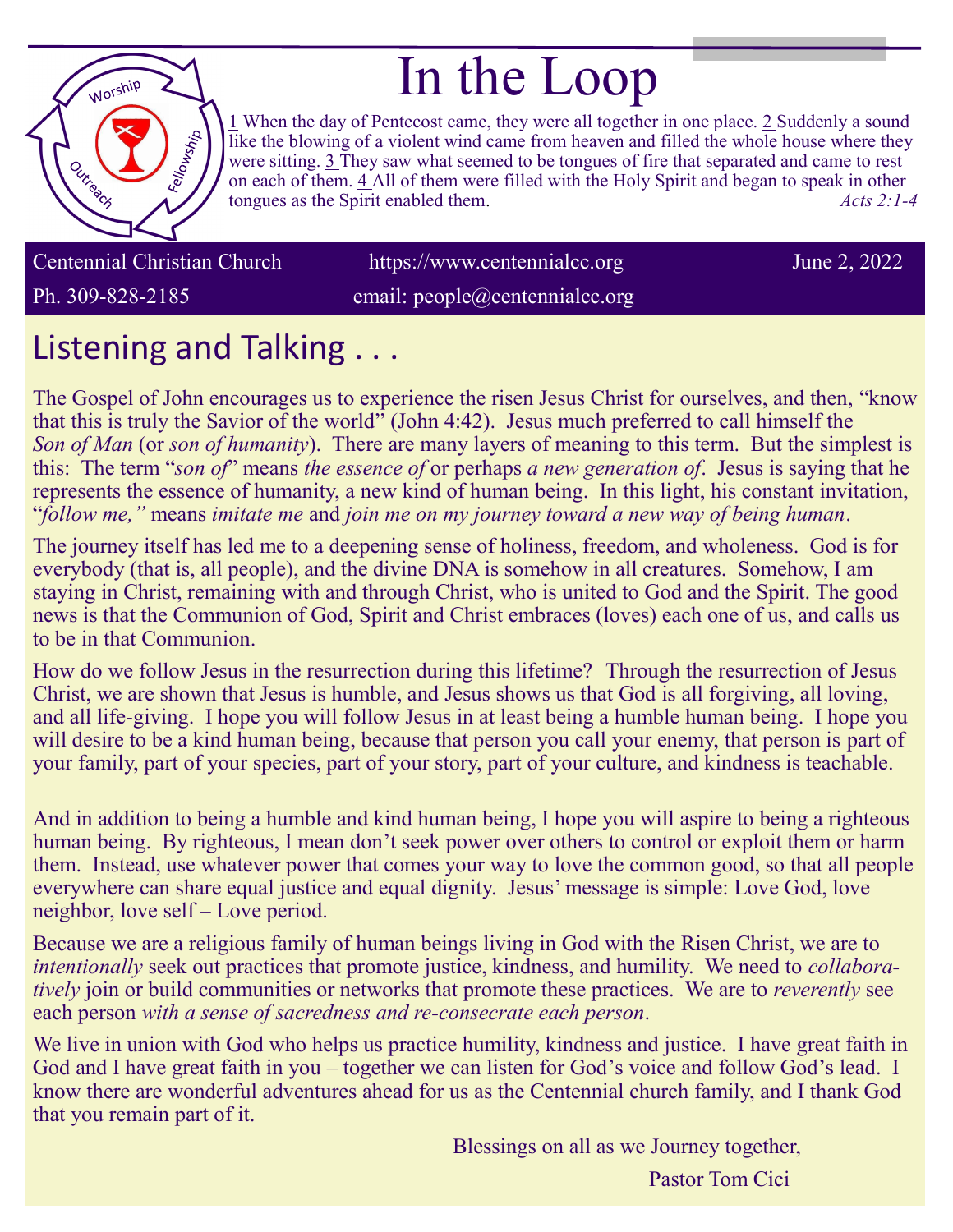# In the Loop

Worship · Fellowship · Outreach

1 When the day of Pentecost came, they were all together in one place. 2 Suddenly a sound like the blowing of a violent wind came from heaven and filled the whole house where they were sitting. 3 They saw what seemed to be tongues of fire that separated and came to rest on each of them. 4 All of them were filled with the Holy Spirit and began to speak in other tongues as the Spirit enabled them. *Acts 2:1-4*

Centennial Christian Church | https://www.centennialcc.org | June 2, 2022

Ph. 309-828-2185 | email: people@centennialcc.org

## Listening and Talking . . .

The Gospel of John encourages us to experience the risen Jesus Christ for ourselves, and then, "know that this is truly the Savior of the world" (John 4:42). Jesus much preferred to call himself the *Son of Man* (or *son of humanity*). There are many layers of meaning to this term. But the simplest is this: The term "*son of*" means *the essence of* or perhaps *a new generation of*. Jesus is saying that he represents the essence of humanity, a new kind of human being. In this light, his constant invitation, "*follow me,"* means *imitate me* and *join me on my journey toward a new way of being human*.

The journey itself has led me to a deepening sense of holiness, freedom, and wholeness. God is for everybody (that is, all people), and the divine DNA is somehow in all creatures. Somehow, I am staying in Christ, remaining with and through Christ, who is united to God and the Spirit. The good news is that the Communion of God, Spirit and Christ embraces (loves) each one of us, and calls us to be in that Communion.

How do we follow Jesus in the resurrection during this lifetime? Through the resurrection of Jesus Christ, we are shown that Jesus is humble, and Jesus shows us that God is all forgiving, all loving, and all life-giving. I hope you will follow Jesus in at least being a humble human being. I hope you will desire to be a kind human being, because that person you call your enemy, that person is part of your family, part of your species, part of your story, part of your culture, and kindness is teachable.

And in addition to being a humble and kind human being, I hope you will aspire to being a righteous human being. By righteous, I mean don't seek power over others to control or exploit them or harm them. Instead, use whatever power that comes your way to love the common good, so that all people everywhere can share equal justice and equal dignity. Jesus' message is simple: Love God, love neighbor, love self – Love period.

Because we are a religious family of human beings living in God with the Risen Christ, we are to *intentionally* seek out practices that promote justice, kindness, and humility. We need to *collaboratively* join or build communities or networks that promote these practices. We are to *reverently* see each person *with a sense of sacredness and re-consecrate each person*.

We live in union with God who helps us practice humility, kindness and justice. I have great faith in God and I have great faith in you – together we can listen for God's voice and follow God's lead. I know there are wonderful adventures ahead for us as the Centennial church family, and I thank God that you remain part of it.

Blessings on all as we Journey together,

Pastor Tom Cici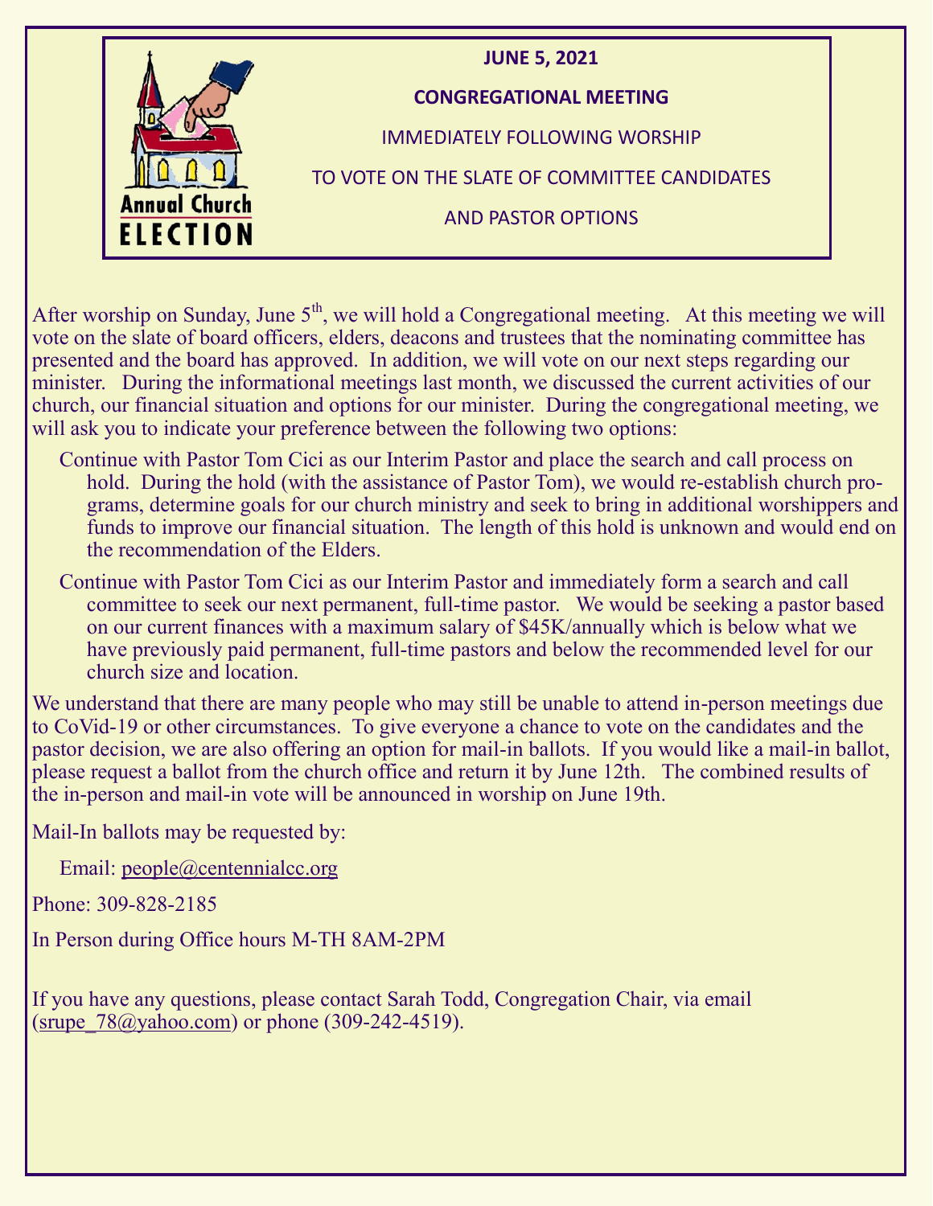**JUNE 5, 2021**

**CONGREGATIONAL MEETING**

IMMEDIATELY FOLLOWING WORSHIP

TO VOTE ON THE SLATE OF COMMITTEE CANDIDATES

AND PASTOR OPTIONS

After worship on Sunday, June 5th, we will hold a Congregational meeting. At this meeting we will vote on the slate of board officers, elders, deacons and trustees that the nominating committee has presented and the board has approved. In addition, we will vote on our next steps regarding our minister. During the informational meetings last month, we discussed the current activities of our church, our financial situation and options for our minister. During the congregational meeting, we will ask you to indicate your preference between the following two options:

- Continue with Pastor Tom Cici as our Interim Pastor and place the search and call process on hold. During the hold (with the assistance of Pastor Tom), we would re-establish church programs, determine goals for our church ministry and seek to bring in additional worshippers and funds to improve our financial situation. The length of this hold is unknown and would end on the recommendation of the Elders.
- Continue with Pastor Tom Cici as our Interim Pastor and immediately form a search and call committee to seek our next permanent, full-time pastor. We would be seeking a pastor based on our current finances with a maximum salary of $45K/annually which is below what we have previously paid permanent, full-time pastors and below the recommended level for our church size and location.

We understand that there are many people who may still be unable to attend in-person meetings due to CoVid-19 or other circumstances. To give everyone a chance to vote on the candidates and the pastor decision, we are also offering an option for mail-in ballots. If you would like a mail-in ballot, please request a ballot from the church office and return it by June 12th. The combined results of the in-person and mail-in vote will be announced in worship on June 19th.

Mail-In ballots may be requested by:

Email: people@centennialcc.org

Phone: 309-828-2185

In Person during Office hours M-TH 8AM-2PM

If you have any questions, please contact Sarah Todd, Congregation Chair, via email (srupe_78@yahoo.com) or phone (309-242-4519).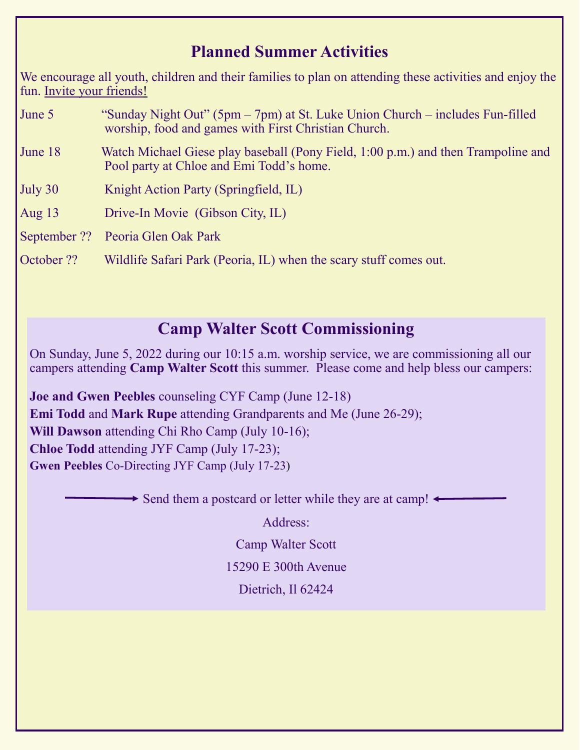## Planned Summer Activities

We encourage all youth, children and their families to plan on attending these activities and enjoy the fun. Invite your friends!

June 5 "Sunday Night Out" (5pm – 7pm) at St. Luke Union Church – includes Fun-filled worship, food and games with First Christian Church.

June 18 Watch Michael Giese play baseball (Pony Field, 1:00 p.m.) and then Trampoline and Pool party at Chloe and Emi Todd's home.

July 30 Knight Action Party (Springfield, IL)

Aug 13 Drive-In Movie (Gibson City, IL)

September ?? Peoria Glen Oak Park

October ?? Wildlife Safari Park (Peoria, IL) when the scary stuff comes out.

## Camp Walter Scott Commissioning

On Sunday, June 5, 2022 during our 10:15 a.m. worship service, we are commissioning all our campers attending **Camp Walter Scott** this summer. Please come and help bless our campers:

**Joe and Gwen Peebles** counseling CYF Camp (June 12-18)
**Emi Todd** and **Mark Rupe** attending Grandparents and Me (June 26-29);
**Will Dawson** attending Chi Rho Camp (July 10-16);
**Chloe Todd** attending JYF Camp (July 17-23);
**Gwen Peebles** Co-Directing JYF Camp (July 17-23)

→ Send them a postcard or letter while they are at camp! ←

Address:
Camp Walter Scott
15290 E 300th Avenue
Dietrich, Il 62424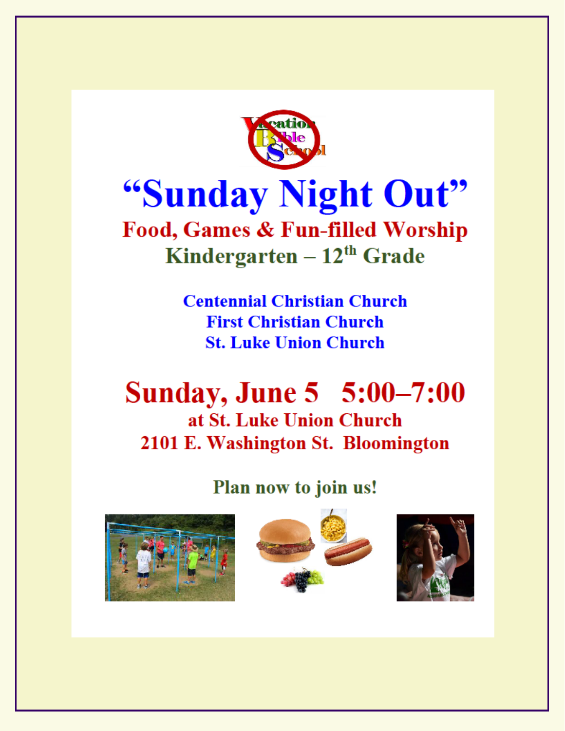# "Sunday Night Out"

## Food, Games & Fun-filled Worship

**Kindergarten – 12th Grade**

**Centennial Christian Church**
**First Christian Church**
**St. Luke Union Church**

## Sunday, June 5   5:00–7:00

**at St. Luke Union Church**
**2101 E. Washington St.  Bloomington**

**Plan now to join us!**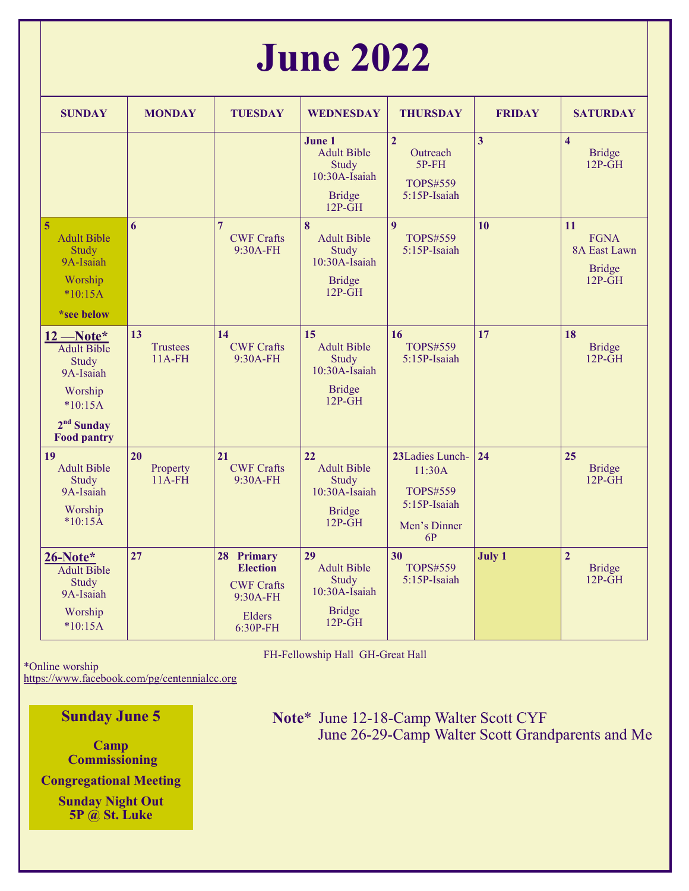# June 2022

| SUNDAY | MONDAY | TUESDAY | WEDNESDAY | THURSDAY | FRIDAY | SATURDAY |
|---|---|---|---|---|---|---|
| | | | **June 1** Adult Bible Study 10:30A-Isaiah; Bridge 12P-GH | **2** Outreach 5P-FH; TOPS#559 5:15P-Isaiah | **3** | **4** Bridge 12P-GH |
| **5** Adult Bible Study 9A-Isaiah; Worship *10:15A; **\*see below** | **6** | **7** CWF Crafts 9:30A-FH | **8** Adult Bible Study 10:30A-Isaiah; Bridge 12P-GH | **9** TOPS#559 5:15P-Isaiah | **10** | **11** FGNA 8A East Lawn; Bridge 12P-GH |
| **12 —Note*** Adult Bible Study 9A-Isaiah; Worship *10:15A; **2nd Sunday Food pantry** | **13** Trustees 11A-FH | **14** CWF Crafts 9:30A-FH | **15** Adult Bible Study 10:30A-Isaiah; Bridge 12P-GH | **16** TOPS#559 5:15P-Isaiah | **17** | **18** Bridge 12P-GH |
| **19** Adult Bible Study 9A-Isaiah; Worship *10:15A | **20** Property 11A-FH | **21** CWF Crafts 9:30A-FH | **22** Adult Bible Study 10:30A-Isaiah; Bridge 12P-GH | **23** Ladies Lunch-11:30A; TOPS#559 5:15P-Isaiah; Men's Dinner 6P | **24** | **25** Bridge 12P-GH |
| **26-Note*** Adult Bible Study 9A-Isaiah; Worship *10:15A | **27** | **28 Primary Election** CWF Crafts 9:30A-FH; Elders 6:30P-FH | **29** Adult Bible Study 10:30A-Isaiah; Bridge 12P-GH | **30** TOPS#559 5:15P-Isaiah | **July 1** | **2** Bridge 12P-GH |

FH-Fellowship Hall GH-Great Hall

*Online worship
https://www.facebook.com/pg/centennialcc.org

**Sunday June 5**

**Camp Commissioning**

**Congregational Meeting**

**Sunday Night Out 5P @ St. Luke**

**Note*** June 12-18-Camp Walter Scott CYF
June 26-29-Camp Walter Scott Grandparents and Me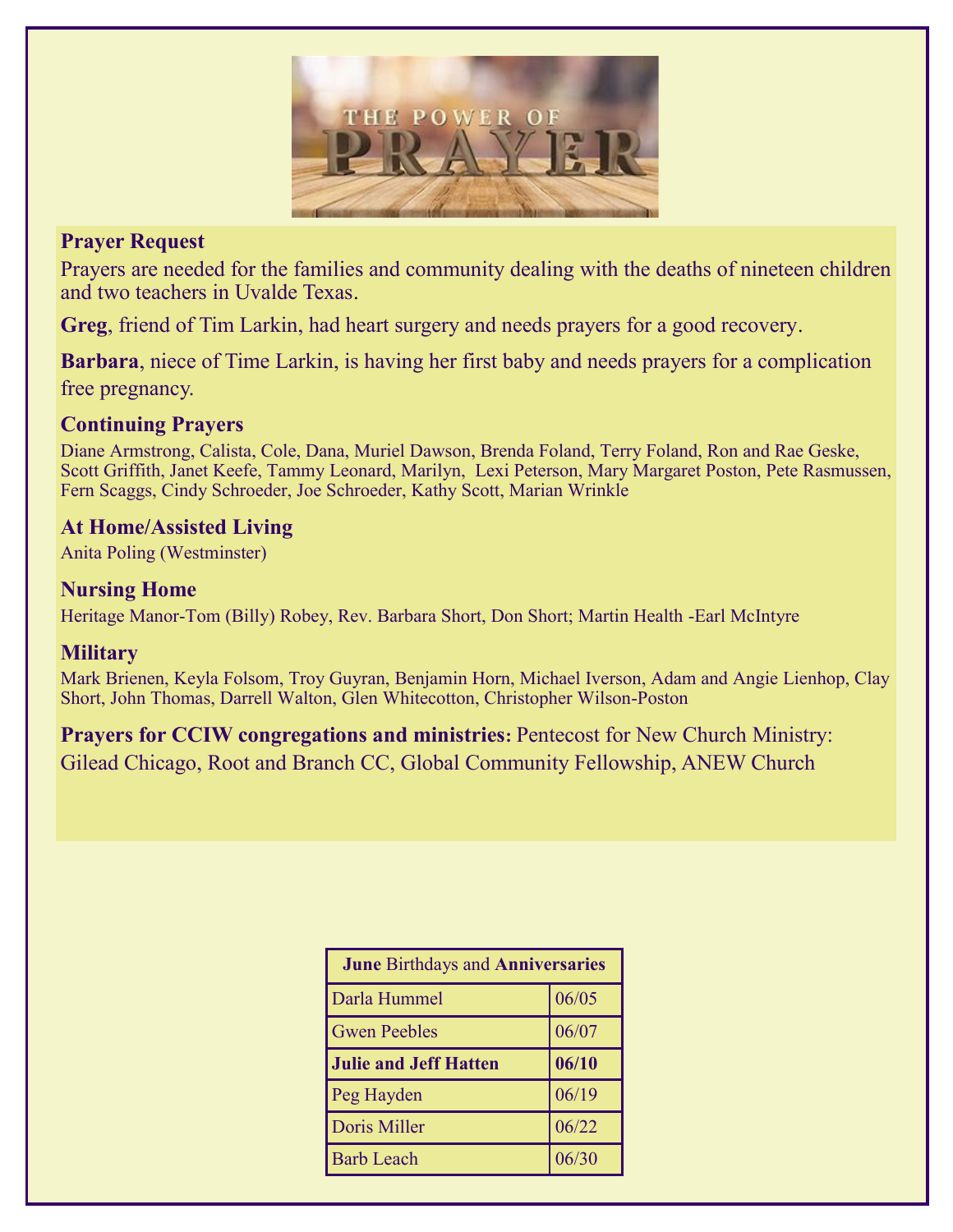# THE POWER OF PRAYER

## Prayer Request

Prayers are needed for the families and community dealing with the deaths of nineteen children and two teachers in Uvalde Texas.

**Greg**, friend of Tim Larkin, had heart surgery and needs prayers for a good recovery.

**Barbara**, niece of Time Larkin, is having her first baby and needs prayers for a complication free pregnancy.

## Continuing Prayers

Diane Armstrong, Calista, Cole, Dana, Muriel Dawson, Brenda Foland, Terry Foland, Ron and Rae Geske, Scott Griffith, Janet Keefe, Tammy Leonard, Marilyn, Lexi Peterson, Mary Margaret Poston, Pete Rasmussen, Fern Scaggs, Cindy Schroeder, Joe Schroeder, Kathy Scott, Marian Wrinkle

## At Home/Assisted Living

Anita Poling (Westminster)

## Nursing Home

Heritage Manor-Tom (Billy) Robey, Rev. Barbara Short, Don Short; Martin Health -Earl McIntyre

## Military

Mark Brienen, Keyla Folsom, Troy Guyran, Benjamin Horn, Michael Iverson, Adam and Angie Lienhop, Clay Short, John Thomas, Darrell Walton, Glen Whitecotton, Christopher Wilson-Poston

**Prayers for CCIW congregations and ministries:** Pentecost for New Church Ministry: Gilead Chicago, Root and Branch CC, Global Community Fellowship, ANEW Church

| **June** Birthdays and **Anniversaries** | |
|---|---|
| Darla Hummel | 06/05 |
| Gwen Peebles | 06/07 |
| **Julie and Jeff Hatten** | **06/10** |
| Peg Hayden | 06/19 |
| Doris Miller | 06/22 |
| Barb Leach | 06/30 |